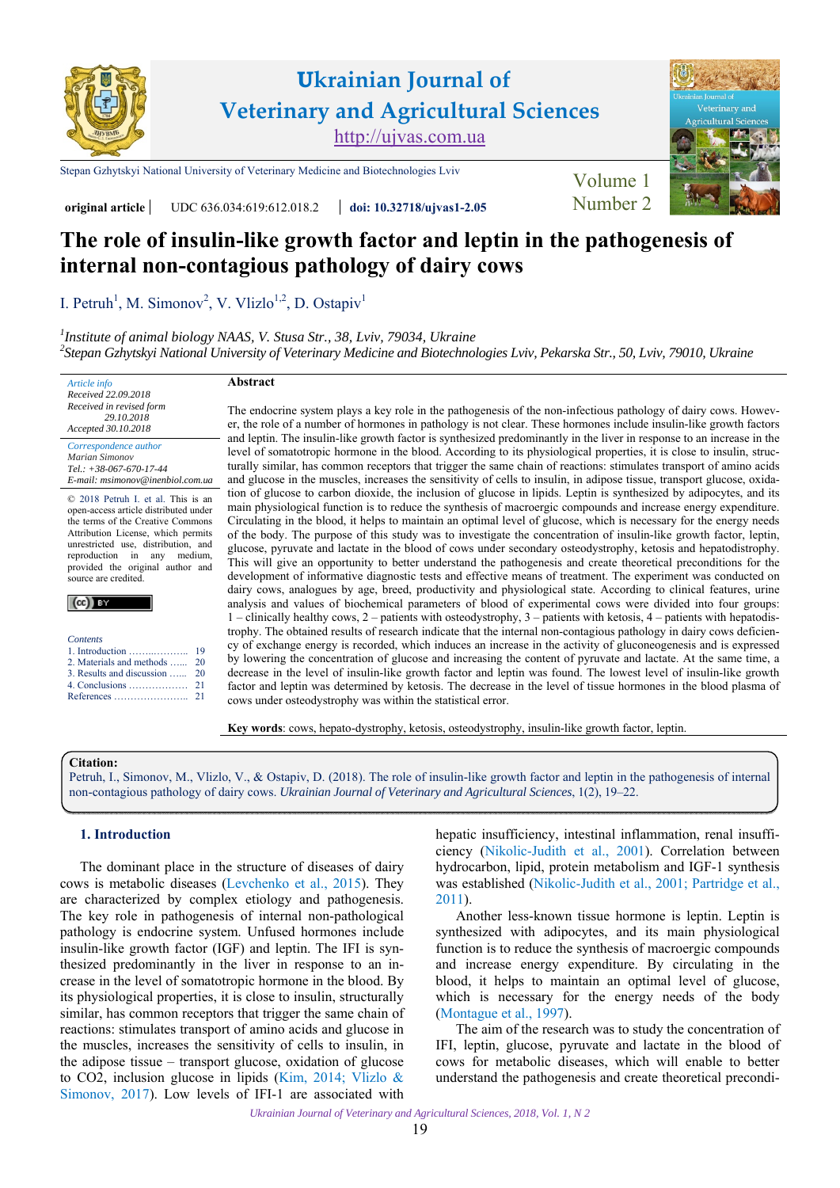Ukrainian Journal of Veterinary and Agricultural Sciences
http://ujvas.com.ua

Stepan Gzhytskyi National University of Veterinary Medicine and Biotechnologies Lviv

original article | UDC 636.034:619:612.018.2 | doi: 10.32718/ujvas1-2.05

# The role of insulin-like growth factor and leptin in the pathogenesis of internal non-contagious pathology of dairy cows

I. Petruh[1], M. Simonov[2], V. Vlizlo[1,2], D. Ostapiv[1]

[1]*Institute of animal biology NAAS, V. Stusa Str., 38, Lviv, 79034, Ukraine*
[2]*Stepan Gzhytskyi National University of Veterinary Medicine and Biotechnologies Lviv, Pekarska Str., 50, Lviv, 79010, Ukraine*

*Article info*
*Received 22.09.2018*
*Received in revised form 29.10.2018*
*Accepted 30.10.2018*

*Correspondence author*
*Marian Simonov*
*Tel.: +38-067-670-17-44*
*E-mail: msimonov@inenbiol.com.ua*

© 2018 Petruh I. et al. This is an open-access article distributed under the terms of the Creative Commons Attribution License, which permits unrestricted use, distribution, and reproduction in any medium, provided the original author and source are credited.

*Contents*
1. Introduction .................... 19
2. Materials and methods ...... 20
3. Results and discussion ...... 20
4. Conclusions .................... 21
References ....................... 21

**Abstract**

The endocrine system plays a key role in the pathogenesis of the non-infectious pathology of dairy cows. However, the role of a number of hormones in pathology is not clear. These hormones include insulin-like growth factors and leptin. The insulin-like growth factor is synthesized predominantly in the liver in response to an increase in the level of somatotropic hormone in the blood. According to its physiological properties, it is close to insulin, structurally similar, has common receptors that trigger the same chain of reactions: stimulates transport of amino acids and glucose in the muscles, increases the sensitivity of cells to insulin, in adipose tissue, transport glucose, oxidation of glucose to carbon dioxide, the inclusion of glucose in lipids. Leptin is synthesized by adipocytes, and its main physiological function is to reduce the synthesis of macroergic compounds and increase energy expenditure. Circulating in the blood, it helps to maintain an optimal level of glucose, which is necessary for the energy needs of the body. The purpose of this study was to investigate the concentration of insulin-like growth factor, leptin, glucose, pyruvate and lactate in the blood of cows under secondary osteodystrophy, ketosis and hepatodistrophy. This will give an opportunity to better understand the pathogenesis and create theoretical preconditions for the development of informative diagnostic tests and effective means of treatment. The experiment was conducted on dairy cows, analogues by age, breed, productivity and physiological state. According to clinical features, urine analysis and values of biochemical parameters of blood of experimental cows were divided into four groups: 1 – clinically healthy cows, 2 – patients with osteodystrophy, 3 – patients with ketosis, 4 – patients with hepatodistrophy. The obtained results of research indicate that the internal non-contagious pathology in dairy cows deficiency of exchange energy is recorded, which induces an increase in the activity of gluconeogenesis and is expressed by lowering the concentration of glucose and increasing the content of pyruvate and lactate. At the same time, a decrease in the level of insulin-like growth factor and leptin was found. The lowest level of insulin-like growth factor and leptin was determined by ketosis. The decrease in the level of tissue hormones in the blood plasma of cows under osteodystrophy was within the statistical error.

**Key words**: cows, hepato-dystrophy, ketosis, osteodystrophy, insulin-like growth factor, leptin.

**Citation:**
Petruh, I., Simonov, M., Vlizlo, V., & Ostapiv, D. (2018). The role of insulin-like growth factor and leptin in the pathogenesis of internal non-contagious pathology of dairy cows. *Ukrainian Journal of Veterinary and Agricultural Sciences*, 1(2), 19–22.

## 1. Introduction

The dominant place in the structure of diseases of dairy cows is metabolic diseases (Levchenko et al., 2015). They are characterized by complex etiology and pathogenesis. The key role in pathogenesis of internal non-pathological pathology is endocrine system. Unfused hormones include insulin-like growth factor (IGF) and leptin. The IFI is synthesized predominantly in the liver in response to an increase in the level of somatotropic hormone in the blood. By its physiological properties, it is close to insulin, structurally similar, has common receptors that trigger the same chain of reactions: stimulates transport of amino acids and glucose in the muscles, increases the sensitivity of cells to insulin, in the adipose tissue – transport glucose, oxidation of glucose to CO2, inclusion glucose in lipids (Kim, 2014; Vlizlo & Simonov, 2017). Low levels of IFI-1 are associated with hepatic insufficiency, intestinal inflammation, renal insufficiency (Nikolic-Judith et al., 2001). Correlation between hydrocarbon, lipid, protein metabolism and IGF-1 synthesis was established (Nikolic-Judith et al., 2001; Partridge et al., 2011).

Another less-known tissue hormone is leptin. Leptin is synthesized with adipocytes, and its main physiological function is to reduce the synthesis of macroergic compounds and increase energy expenditure. By circulating in the blood, it helps to maintain an optimal level of glucose, which is necessary for the energy needs of the body (Montague et al., 1997).

The aim of the research was to study the concentration of IFI, leptin, glucose, pyruvate and lactate in the blood of cows for metabolic diseases, which will enable to better understand the pathogenesis and create theoretical precondi-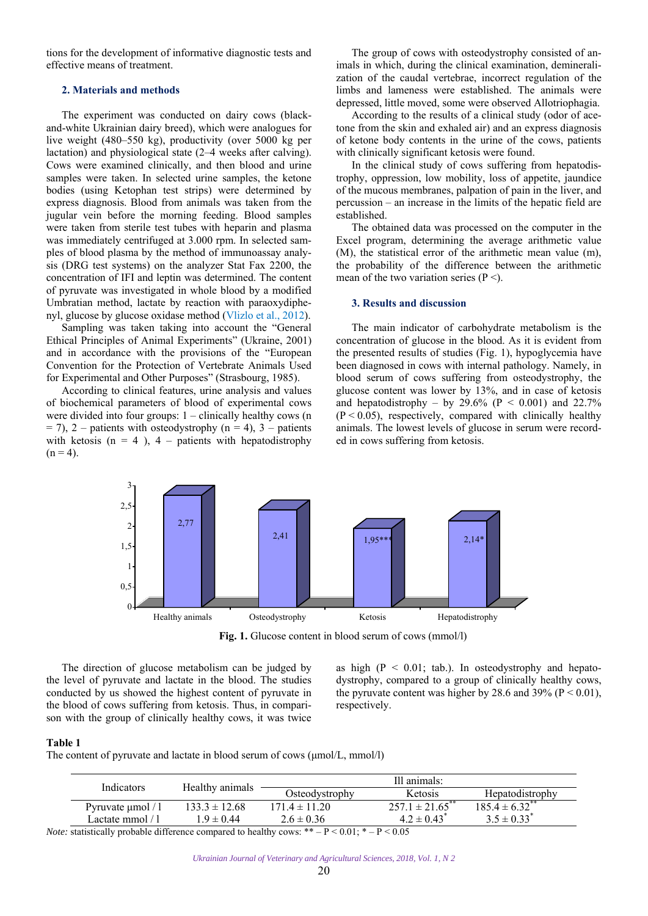tions for the development of informative diagnostic tests and effective means of treatment.

## 2. Materials and methods

The experiment was conducted on dairy cows (black-and-white Ukrainian dairy breed), which were analogues for live weight (480–550 kg), productivity (over 5000 kg per lactation) and physiological state (2–4 weeks after calving). Cows were examined clinically, and then blood and urine samples were taken. In selected urine samples, the ketone bodies (using Ketophan test strips) were determined by express diagnosis. Blood from animals was taken from the jugular vein before the morning feeding. Blood samples were taken from sterile test tubes with heparin and plasma was immediately centrifuged at 3.000 rpm. In selected samples of blood plasma by the method of immunoassay analysis (DRG test systems) on the analyzer Stat Fax 2200, the concentration of IFI and leptin was determined. The content of pyruvate was investigated in whole blood by a modified Umbratian method, lactate by reaction with paraoxydiphenyl, glucose by glucose oxidase method (Vlizlo et al., 2012).

Sampling was taken taking into account the "General Ethical Principles of Animal Experiments" (Ukraine, 2001) and in accordance with the provisions of the "European Convention for the Protection of Vertebrate Animals Used for Experimental and Other Purposes" (Strasbourg, 1985).

According to clinical features, urine analysis and values of biochemical parameters of blood of experimental cows were divided into four groups: 1 – clinically healthy cows (n = 7), 2 – patients with osteodystrophy (n = 4), 3 – patients with ketosis (n = 4 ), 4 – patients with hepatodistrophy (n = 4).

The group of cows with osteodystrophy consisted of animals in which, during the clinical examination, demineralization of the caudal vertebrae, incorrect regulation of the limbs and lameness were established. The animals were depressed, little moved, some were observed Allotriophagia.

According to the results of a clinical study (odor of acetone from the skin and exhaled air) and an express diagnosis of ketone body contents in the urine of the cows, patients with clinically significant ketosis were found.

In the clinical study of cows suffering from hepatodistrophy, oppression, low mobility, loss of appetite, jaundice of the mucous membranes, palpation of pain in the liver, and percussion – an increase in the limits of the hepatic field are established.

The obtained data was processed on the computer in the Excel program, determining the average arithmetic value (M), the statistical error of the arithmetic mean value (m), the probability of the difference between the arithmetic mean of the two variation series (P <).

## 3. Results and discussion

The main indicator of carbohydrate metabolism is the concentration of glucose in the blood. As it is evident from the presented results of studies (Fig. 1), hypoglycemia have been diagnosed in cows with internal pathology. Namely, in blood serum of cows suffering from osteodystrophy, the glucose content was lower by 13%, and in case of ketosis and hepatodistrophy – by 29.6% ($P < 0.001$) and 22.7% ($P < 0.05$), respectively, compared with clinically healthy animals. The lowest levels of glucose in serum were recorded in cows suffering from ketosis.

| | Healthy animals | Osteodystrophy | Ketosis | Hepatodistrophy |
|---|---|---|---|---|
| Glucose (mmol/l) | 2,77 | 2,41 | 1,95*** | 2,14* |

**Fig. 1.** Glucose content in blood serum of cows (mmol/l)

The direction of glucose metabolism can be judged by the level of pyruvate and lactate in the blood. The studies conducted by us showed the highest content of pyruvate in the blood of cows suffering from ketosis. Thus, in comparison with the group of clinically healthy cows, it was twice as high ($P < 0.01$; tab.). In osteodystrophy and hepatodystrophy, compared to a group of clinically healthy cows, the pyruvate content was higher by 28.6 and 39% ($P < 0.01$), respectively.

**Table 1**

The content of pyruvate and lactate in blood serum of cows (μmol/L, mmol/l)

| Indicators | Healthy animals | Ill animals: | | |
|---|---|---|---|---|
| | | Osteodystrophy | Ketosis | Hepatodistrophy |
| Pyruvate μmol / l | $133.3 \pm 12.68$ | $171.4 \pm 11.20$ | $257.1 \pm 21.65^{**}$ | $185.4 \pm 6.32^{**}$ |
| Lactate mmol / l | $1.9 \pm 0.44$ | $2.6 \pm 0.36$ | $4.2 \pm 0.43^{*}$ | $3.5 \pm 0.33^{*}$ |

*Note:* statistically probable difference compared to healthy cows: ** – $P < 0.01$; * – $P < 0.05$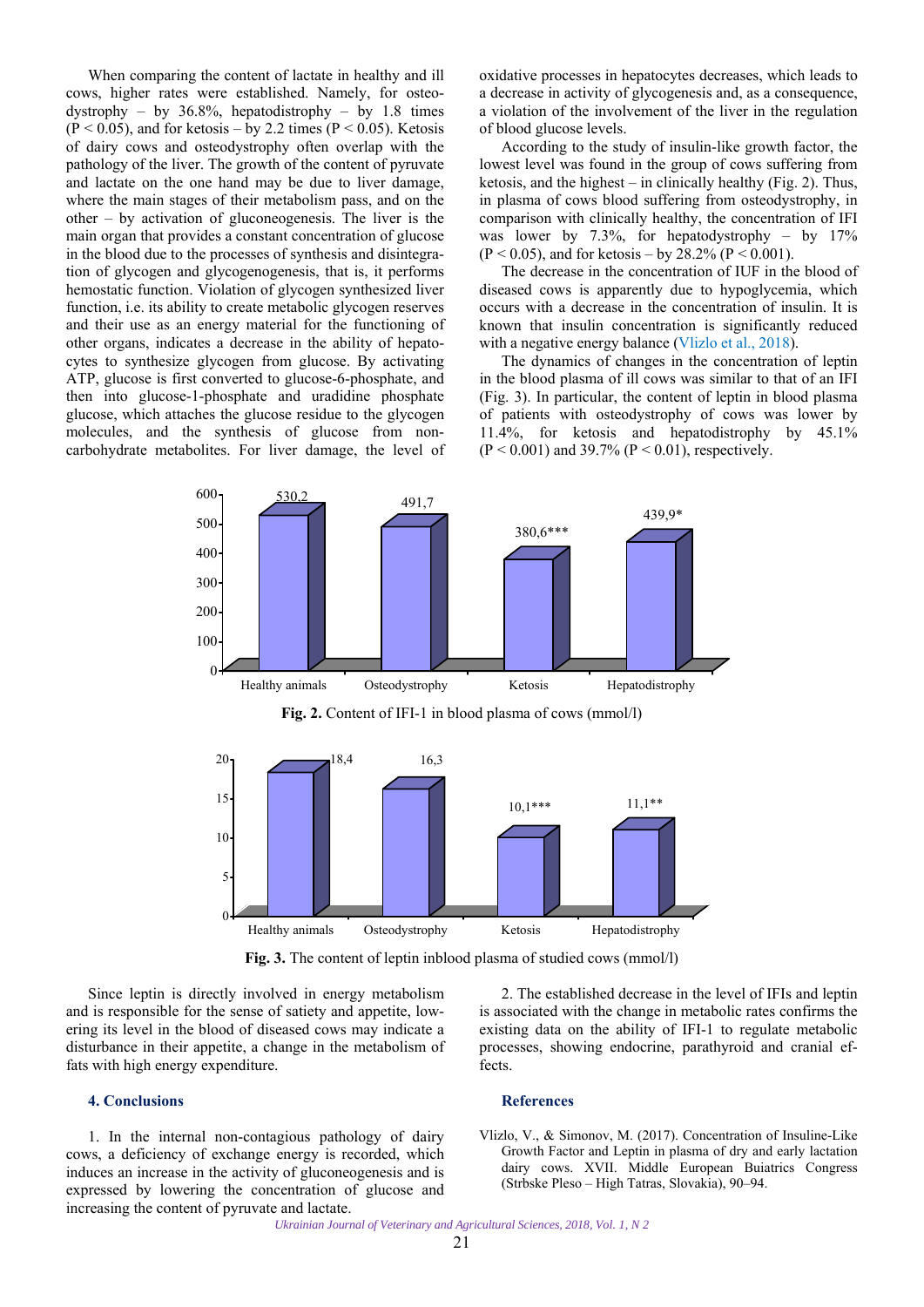When comparing the content of lactate in healthy and ill cows, higher rates were established. Namely, for osteodystrophy – by 36.8%, hepatodistrophy – by 1.8 times ($P < 0.05$), and for ketosis – by 2.2 times ($P < 0.05$). Ketosis of dairy cows and osteodystrophy often overlap with the pathology of the liver. The growth of the content of pyruvate and lactate on the one hand may be due to liver damage, where the main stages of their metabolism pass, and on the other – by activation of gluconeogenesis. The liver is the main organ that provides a constant concentration of glucose in the blood due to the processes of synthesis and disintegration of glycogen and glycogenogenesis, that is, it performs hemostatic function. Violation of glycogen synthesized liver function, i.e. its ability to create metabolic glycogen reserves and their use as an energy material for the functioning of other organs, indicates a decrease in the ability of hepatocytes to synthesize glycogen from glucose. By activating ATP, glucose is first converted to glucose-6-phosphate, and then into glucose-1-phosphate and uradidine phosphate glucose, which attaches the glucose residue to the glycogen molecules, and the synthesis of glucose from non-carbohydrate metabolites. For liver damage, the level of oxidative processes in hepatocytes decreases, which leads to a decrease in activity of glycogenesis and, as a consequence, a violation of the involvement of the liver in the regulation of blood glucose levels.

According to the study of insulin-like growth factor, the lowest level was found in the group of cows suffering from ketosis, and the highest – in clinically healthy (Fig. 2). Thus, in plasma of cows blood suffering from osteodystrophy, in comparison with clinically healthy, the concentration of IFI was lower by 7.3%, for hepatodystrophy – by 17% ($P < 0.05$), and for ketosis – by 28.2% ($P < 0.001$).

The decrease in the concentration of IUF in the blood of diseased cows is apparently due to hypoglycemia, which occurs with a decrease in the concentration of insulin. It is known that insulin concentration is significantly reduced with a negative energy balance (Vlizlo et al., 2018).

The dynamics of changes in the concentration of leptin in the blood plasma of ill cows was similar to that of an IFI (Fig. 3). In particular, the content of leptin in blood plasma of patients with osteodystrophy of cows was lower by 11.4%, for ketosis and hepatodistrophy by 45.1% ($P < 0.001$) and 39.7% ($P < 0.01$), respectively.

| Group | IFI-1 (mmol/l) |
|---|---|
| Healthy animals | 530,2 |
| Osteodystrophy | 491,7 |
| Ketosis | 380,6*** |
| Hepatodistrophy | 439,9* |

**Fig. 2.** Content of IFI-1 in blood plasma of cows (mmol/l)

| Group | Leptin (mmol/l) |
|---|---|
| Healthy animals | 18,4 |
| Osteodystrophy | 16,3 |
| Ketosis | 10,1*** |
| Hepatodistrophy | 11,1** |

**Fig. 3.** The content of leptin inblood plasma of studied cows (mmol/l)

Since leptin is directly involved in energy metabolism and is responsible for the sense of satiety and appetite, lowering its level in the blood of diseased cows may indicate a disturbance in their appetite, a change in the metabolism of fats with high energy expenditure.

## 4. Conclusions

1. In the internal non-contagious pathology of dairy cows, a deficiency of exchange energy is recorded, which induces an increase in the activity of gluconeogenesis and is expressed by lowering the concentration of glucose and increasing the content of pyruvate and lactate.

2. The established decrease in the level of IFIs and leptin is associated with the change in metabolic rates confirms the existing data on the ability of IFI-1 to regulate metabolic processes, showing endocrine, parathyroid and cranial effects.

## References

Vlizlo, V., & Simonov, M. (2017). Concentration of Insuline-Like Growth Factor and Leptin in plasma of dry and early lactation dairy cows. XVII. Middle European Buiatrics Congress (Strbske Pleso – High Tatras, Slovakia), 90–94.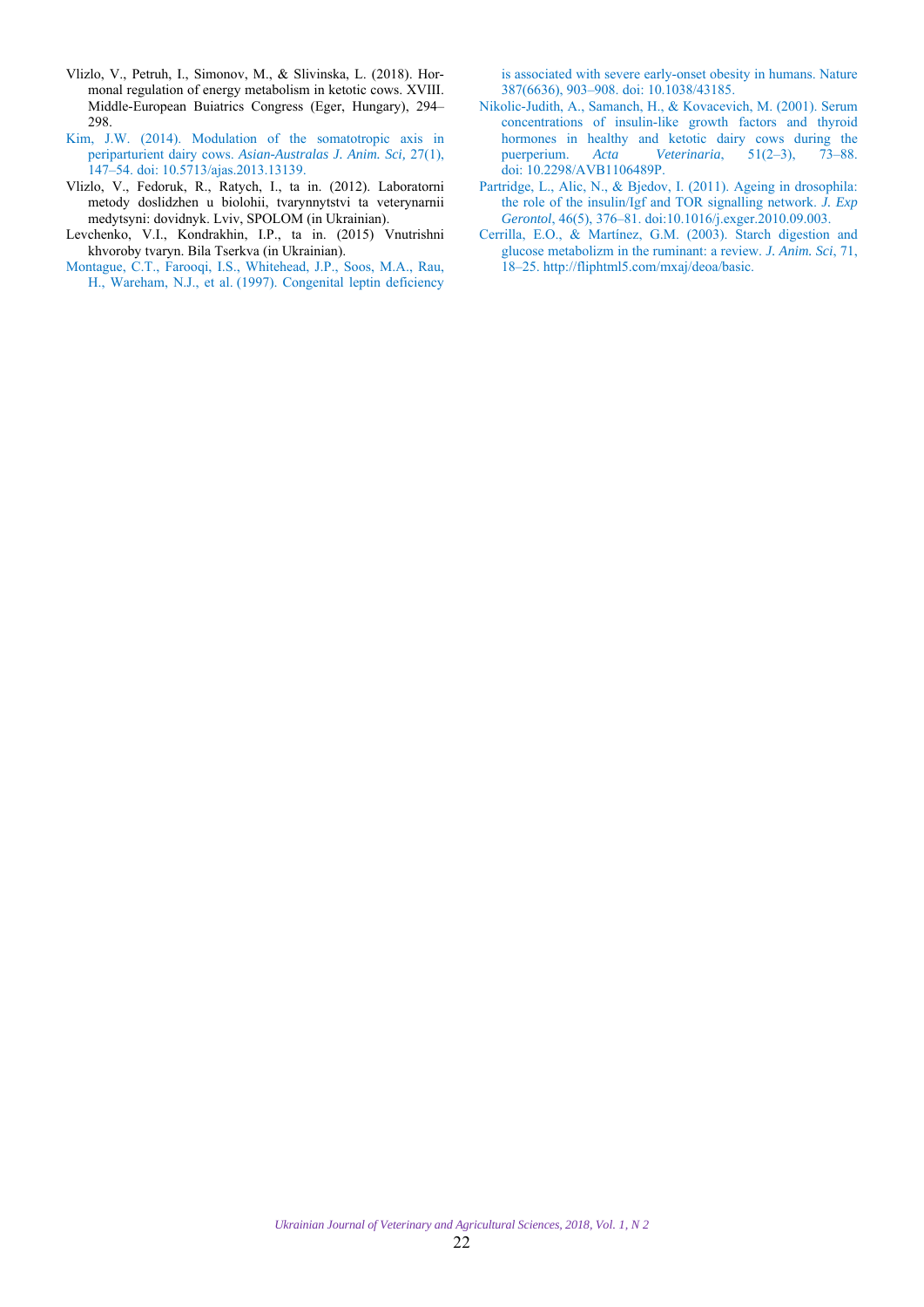Vlizlo, V., Petruh, I., Simonov, M., & Slivinska, L. (2018). Hormonal regulation of energy metabolism in ketotic cows. XVIII. Middle-European Buiatrics Congress (Eger, Hungary), 294–298.

Kim, J.W. (2014). Modulation of the somatotropic axis in periparturient dairy cows. *Asian-Australas J. Anim. Sci*, 27(1), 147–54. doi: 10.5713/ajas.2013.13139.

Vlizlo, V., Fedoruk, R., Ratych, I., ta in. (2012). Laboratorni metody doslidzhen u biolohii, tvarynnytstvi ta veterynarnii medytsyni: dovidnyk. Lviv, SPOLOM (in Ukrainian).

Levchenko, V.I., Kondrakhin, I.P., ta in. (2015) Vnutrishni khvoroby tvaryn. Bila Tserkva (in Ukrainian).

Montague, C.T., Farooqi, I.S., Whitehead, J.P., Soos, M.A., Rau, H., Wareham, N.J., et al. (1997). Congenital leptin deficiency is associated with severe early-onset obesity in humans. Nature 387(6636), 903–908. doi: 10.1038/43185.

Nikolic-Judith, A., Samanch, H., & Kovacevich, M. (2001). Serum concentrations of insulin-like growth factors and thyroid hormones in healthy and ketotic dairy cows during the puerperium. *Acta Veterinaria*, 51(2–3), 73–88. doi: 10.2298/AVB1106489P.

Partridge, L., Alic, N., & Bjedov, I. (2011). Ageing in drosophila: the role of the insulin/Igf and TOR signalling network. *J. Exp Gerontol*, 46(5), 376–81. doi:10.1016/j.exger.2010.09.003.

Cerrilla, E.O., & Martínez, G.M. (2003). Starch digestion and glucose metabolizm in the ruminant: a review. *J. Anim. Sci*, 71, 18–25. http://fliphtml5.com/mxaj/deoa/basic.